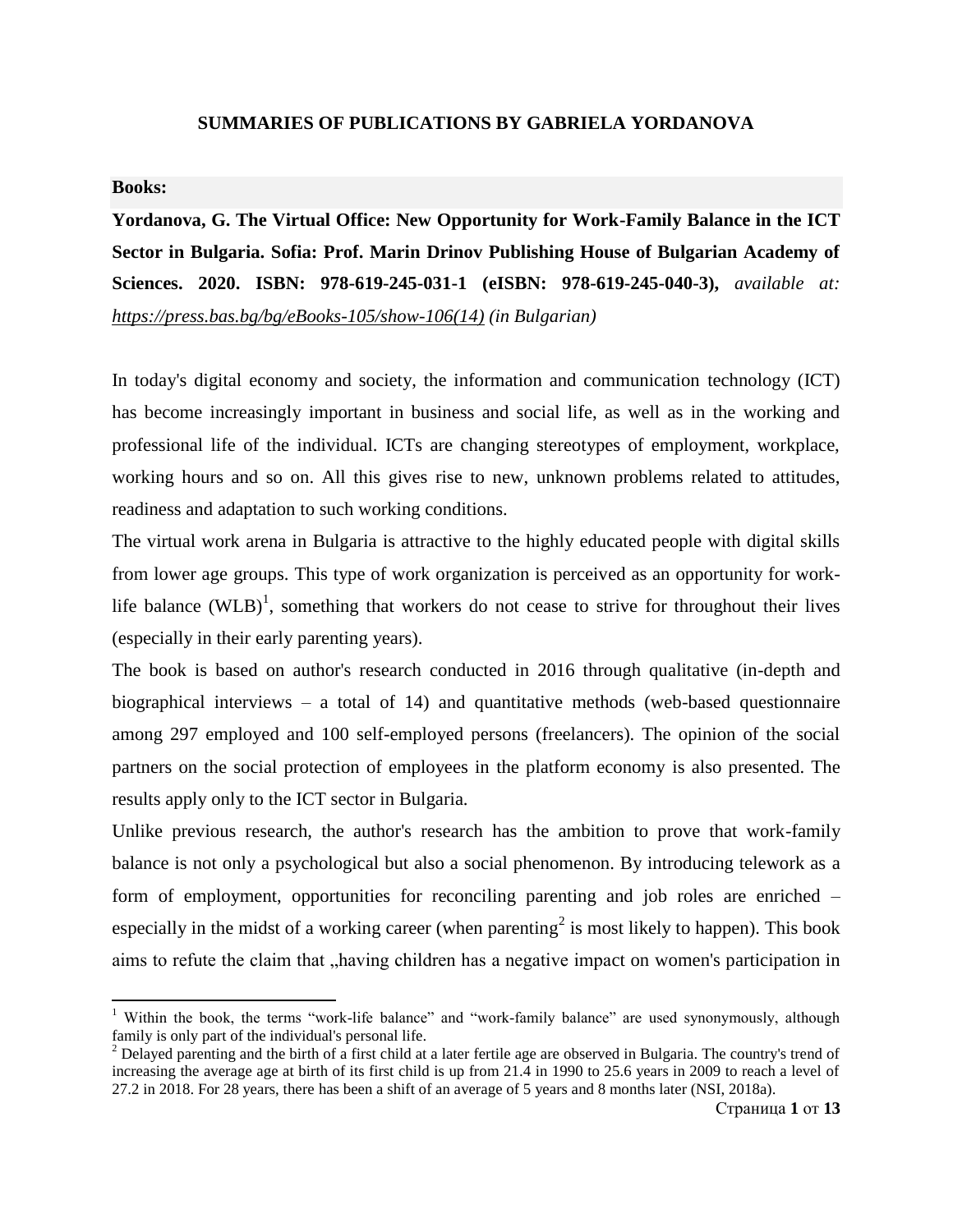## SUMMARIES OF PUBLICATIONS BY GABRIELA YORDANOVA

**Books:**

**Yordanova, G. The Virtual Office: New Opportunity for Work-Family Balance in the ICT Sector in Bulgaria. Sofia: Prof. Marin Drinov Publishing House of Bulgarian Academy of Sciences. 2020. ISBN: 978-619-245-031-1 (eISBN: 978-619-245-040-3),** *available at: https://press.bas.bg/bg/eBooks-105/show-106(14) (in Bulgarian)*

In today's digital economy and society, the information and communication technology (ICT) has become increasingly important in business and social life, as well as in the working and professional life of the individual. ICTs are changing stereotypes of employment, workplace, working hours and so on. All this gives rise to new, unknown problems related to attitudes, readiness and adaptation to such working conditions.

The virtual work arena in Bulgaria is attractive to the highly educated people with digital skills from lower age groups. This type of work organization is perceived as an opportunity for work-life balance (WLB)[1], something that workers do not cease to strive for throughout their lives (especially in their early parenting years).

The book is based on author's research conducted in 2016 through qualitative (in-depth and biographical interviews – a total of 14) and quantitative methods (web-based questionnaire among 297 employed and 100 self-employed persons (freelancers). The opinion of the social partners on the social protection of employees in the platform economy is also presented. The results apply only to the ICT sector in Bulgaria.

Unlike previous research, the author's research has the ambition to prove that work-family balance is not only a psychological but also a social phenomenon. By introducing telework as a form of employment, opportunities for reconciling parenting and job roles are enriched – especially in the midst of a working career (when parenting[2] is most likely to happen). This book aims to refute the claim that „having children has a negative impact on women's participation in

[1] Within the book, the terms "work-life balance" and "work-family balance" are used synonymously, although family is only part of the individual's personal life.

[2] Delayed parenting and the birth of a first child at a later fertile age are observed in Bulgaria. The country's trend of increasing the average age at birth of its first child is up from 21.4 in 1990 to 25.6 years in 2009 to reach a level of 27.2 in 2018. For 28 years, there has been a shift of an average of 5 years and 8 months later (NSI, 2018a).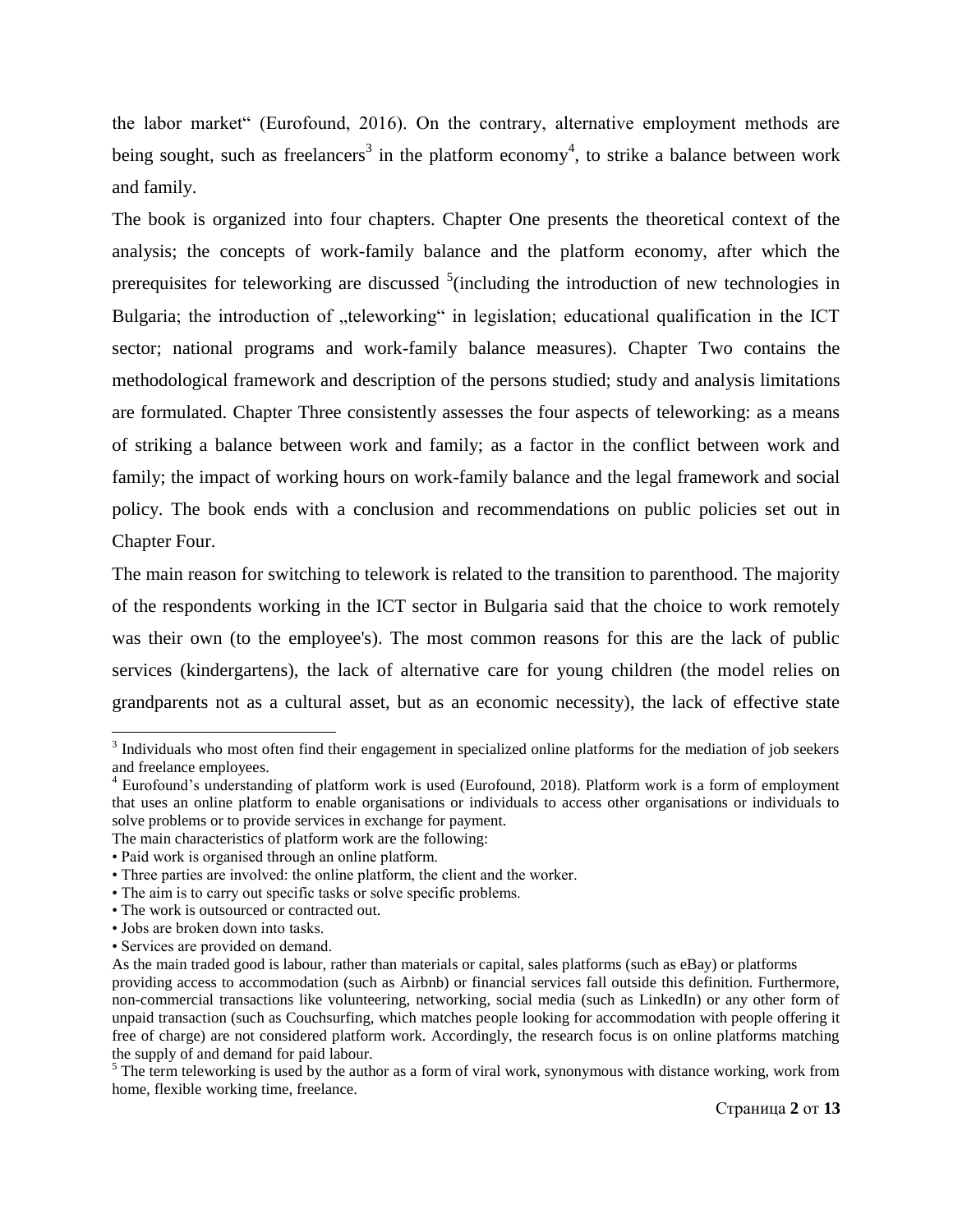the labor market" (Eurofound, 2016). On the contrary, alternative employment methods are being sought, such as freelancers[3] in the platform economy[4], to strike a balance between work and family.

The book is organized into four chapters. Chapter One presents the theoretical context of the analysis; the concepts of work-family balance and the platform economy, after which the prerequisites for teleworking are discussed [5](including the introduction of new technologies in Bulgaria; the introduction of „teleworking" in legislation; educational qualification in the ICT sector; national programs and work-family balance measures). Chapter Two contains the methodological framework and description of the persons studied; study and analysis limitations are formulated. Chapter Three consistently assesses the four aspects of teleworking: as a means of striking a balance between work and family; as a factor in the conflict between work and family; the impact of working hours on work-family balance and the legal framework and social policy. The book ends with a conclusion and recommendations on public policies set out in Chapter Four.

The main reason for switching to telework is related to the transition to parenthood. The majority of the respondents working in the ICT sector in Bulgaria said that the choice to work remotely was their own (to the employee's). The most common reasons for this are the lack of public services (kindergartens), the lack of alternative care for young children (the model relies on grandparents not as a cultural asset, but as an economic necessity), the lack of effective state

---

[3] Individuals who most often find their engagement in specialized online platforms for the mediation of job seekers and freelance employees.

[4] Eurofound's understanding of platform work is used (Eurofound, 2018). Platform work is a form of employment that uses an online platform to enable organisations or individuals to access other organisations or individuals to solve problems or to provide services in exchange for payment.

The main characteristics of platform work are the following:

- Paid work is organised through an online platform.
- Three parties are involved: the online platform, the client and the worker.
- The aim is to carry out specific tasks or solve specific problems.
- The work is outsourced or contracted out.
- Jobs are broken down into tasks.
- Services are provided on demand.

As the main traded good is labour, rather than materials or capital, sales platforms (such as eBay) or platforms providing access to accommodation (such as Airbnb) or financial services fall outside this definition. Furthermore, non-commercial transactions like volunteering, networking, social media (such as LinkedIn) or any other form of unpaid transaction (such as Couchsurfing, which matches people looking for accommodation with people offering it free of charge) are not considered platform work. Accordingly, the research focus is on online platforms matching the supply of and demand for paid labour.

[5] The term teleworking is used by the author as a form of viral work, synonymous with distance working, work from home, flexible working time, freelance.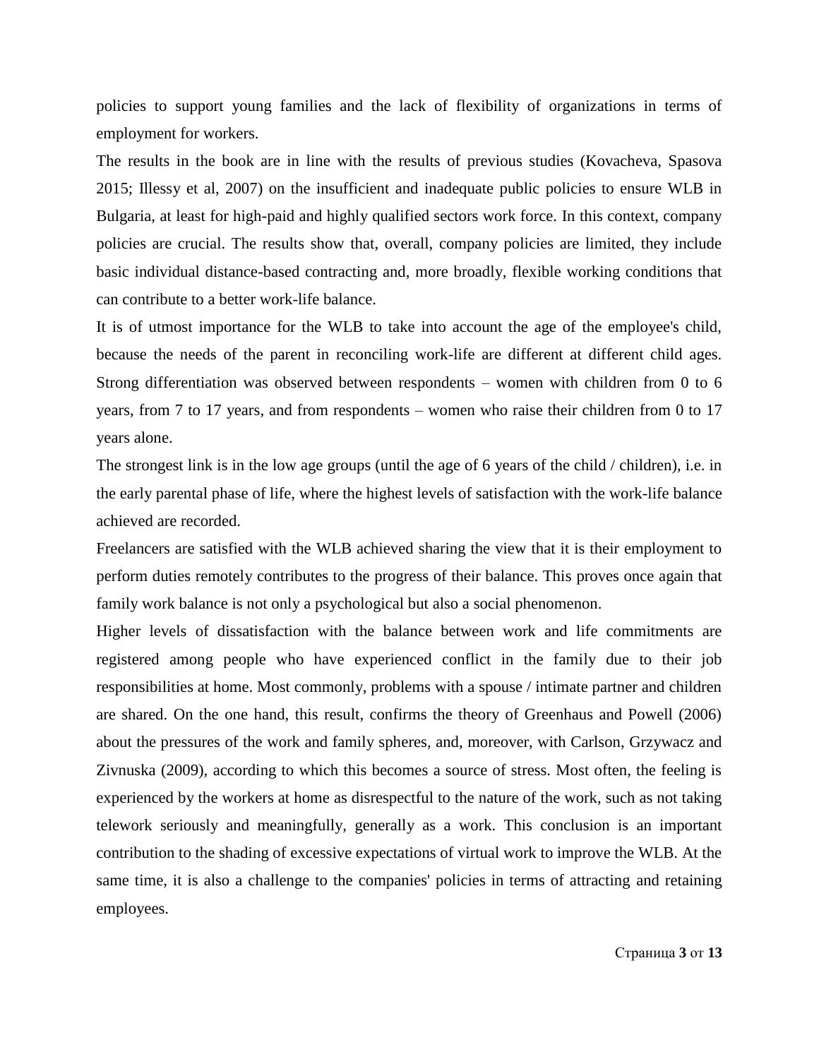policies to support young families and the lack of flexibility of organizations in terms of employment for workers.

The results in the book are in line with the results of previous studies (Kovacheva, Spasova 2015; Illessy et al, 2007) on the insufficient and inadequate public policies to ensure WLB in Bulgaria, at least for high-paid and highly qualified sectors work force. In this context, company policies are crucial. The results show that, overall, company policies are limited, they include basic individual distance-based contracting and, more broadly, flexible working conditions that can contribute to a better work-life balance.

It is of utmost importance for the WLB to take into account the age of the employee's child, because the needs of the parent in reconciling work-life are different at different child ages. Strong differentiation was observed between respondents – women with children from 0 to 6 years, from 7 to 17 years, and from respondents – women who raise their children from 0 to 17 years alone.

The strongest link is in the low age groups (until the age of 6 years of the child / children), i.e. in the early parental phase of life, where the highest levels of satisfaction with the work-life balance achieved are recorded.

Freelancers are satisfied with the WLB achieved sharing the view that it is their employment to perform duties remotely contributes to the progress of their balance. This proves once again that family work balance is not only a psychological but also a social phenomenon.

Higher levels of dissatisfaction with the balance between work and life commitments are registered among people who have experienced conflict in the family due to their job responsibilities at home. Most commonly, problems with a spouse / intimate partner and children are shared. On the one hand, this result, confirms the theory of Greenhaus and Powell (2006) about the pressures of the work and family spheres, and, moreover, with Carlson, Grzywacz and Zivnuska (2009), according to which this becomes a source of stress. Most often, the feeling is experienced by the workers at home as disrespectful to the nature of the work, such as not taking telework seriously and meaningfully, generally as a work. This conclusion is an important contribution to the shading of excessive expectations of virtual work to improve the WLB. At the same time, it is also a challenge to the companies' policies in terms of attracting and retaining employees.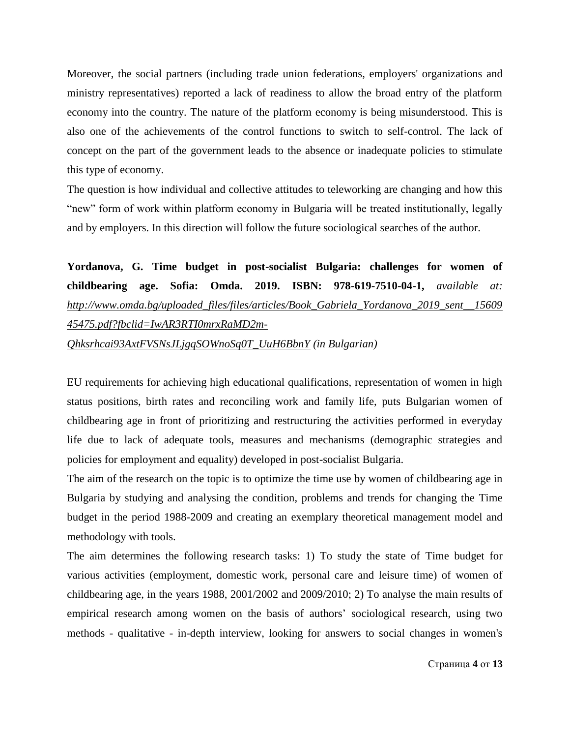Moreover, the social partners (including trade union federations, employers' organizations and ministry representatives) reported a lack of readiness to allow the broad entry of the platform economy into the country. The nature of the platform economy is being misunderstood. This is also one of the achievements of the control functions to switch to self-control. The lack of concept on the part of the government leads to the absence or inadequate policies to stimulate this type of economy.

The question is how individual and collective attitudes to teleworking are changing and how this "new" form of work within platform economy in Bulgaria will be treated institutionally, legally and by employers. In this direction will follow the future sociological searches of the author.

**Yordanova, G. Time budget in post-socialist Bulgaria: challenges for women of childbearing age. Sofia: Omda. 2019. ISBN: 978-619-7510-04-1,** *available at: http://www.omda.bg/uploaded_files/files/articles/Book_Gabriela_Yordanova_2019_sent__1560945475.pdf?fbclid=IwAR3RTI0mrxRaMD2m-Qhksrhcai93AxtFVSNsJLjgqSOWnoSq0T_UuH6BbnY (in Bulgarian)*

EU requirements for achieving high educational qualifications, representation of women in high status positions, birth rates and reconciling work and family life, puts Bulgarian women of childbearing age in front of prioritizing and restructuring the activities performed in everyday life due to lack of adequate tools, measures and mechanisms (demographic strategies and policies for employment and equality) developed in post-socialist Bulgaria.

The aim of the research on the topic is to optimize the time use by women of childbearing age in Bulgaria by studying and analysing the condition, problems and trends for changing the Time budget in the period 1988-2009 and creating an exemplary theoretical management model and methodology with tools.

The aim determines the following research tasks: 1) To study the state of Time budget for various activities (employment, domestic work, personal care and leisure time) of women of childbearing age, in the years 1988, 2001/2002 and 2009/2010; 2) To analyse the main results of empirical research among women on the basis of authors' sociological research, using two methods - qualitative - in-depth interview, looking for answers to social changes in women's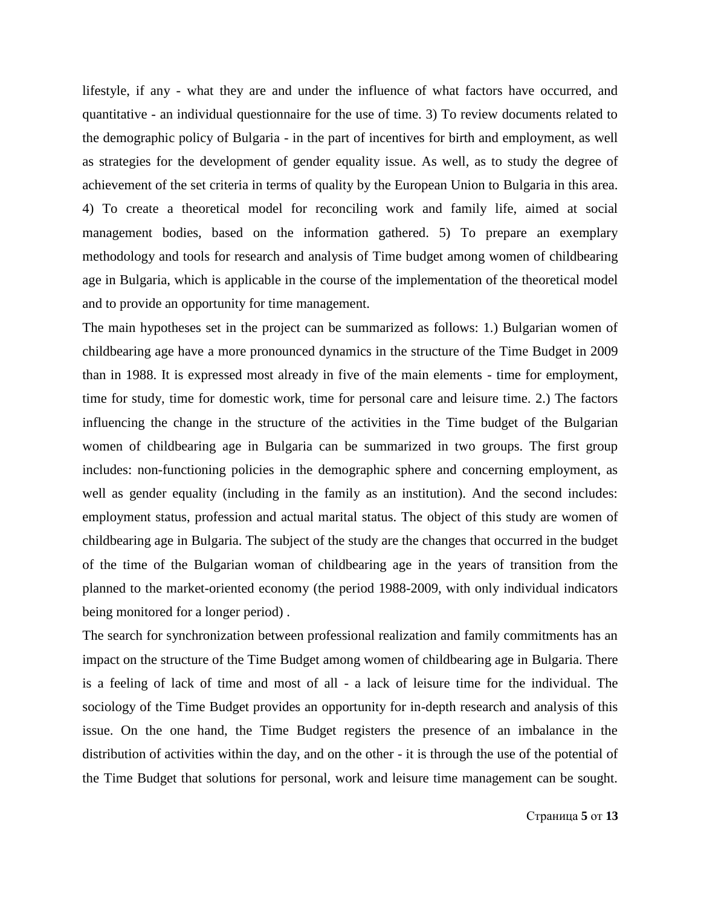lifestyle, if any - what they are and under the influence of what factors have occurred, and quantitative - an individual questionnaire for the use of time. 3) To review documents related to the demographic policy of Bulgaria - in the part of incentives for birth and employment, as well as strategies for the development of gender equality issue. As well, as to study the degree of achievement of the set criteria in terms of quality by the European Union to Bulgaria in this area. 4) To create a theoretical model for reconciling work and family life, aimed at social management bodies, based on the information gathered. 5) To prepare an exemplary methodology and tools for research and analysis of Time budget among women of childbearing age in Bulgaria, which is applicable in the course of the implementation of the theoretical model and to provide an opportunity for time management.

The main hypotheses set in the project can be summarized as follows: 1.) Bulgarian women of childbearing age have a more pronounced dynamics in the structure of the Time Budget in 2009 than in 1988. It is expressed most already in five of the main elements - time for employment, time for study, time for domestic work, time for personal care and leisure time. 2.) The factors influencing the change in the structure of the activities in the Time budget of the Bulgarian women of childbearing age in Bulgaria can be summarized in two groups. The first group includes: non-functioning policies in the demographic sphere and concerning employment, as well as gender equality (including in the family as an institution). And the second includes: employment status, profession and actual marital status. The object of this study are women of childbearing age in Bulgaria. The subject of the study are the changes that occurred in the budget of the time of the Bulgarian woman of childbearing age in the years of transition from the planned to the market-oriented economy (the period 1988-2009, with only individual indicators being monitored for a longer period) .

The search for synchronization between professional realization and family commitments has an impact on the structure of the Time Budget among women of childbearing age in Bulgaria. There is a feeling of lack of time and most of all - a lack of leisure time for the individual. The sociology of the Time Budget provides an opportunity for in-depth research and analysis of this issue. On the one hand, the Time Budget registers the presence of an imbalance in the distribution of activities within the day, and on the other - it is through the use of the potential of the Time Budget that solutions for personal, work and leisure time management can be sought.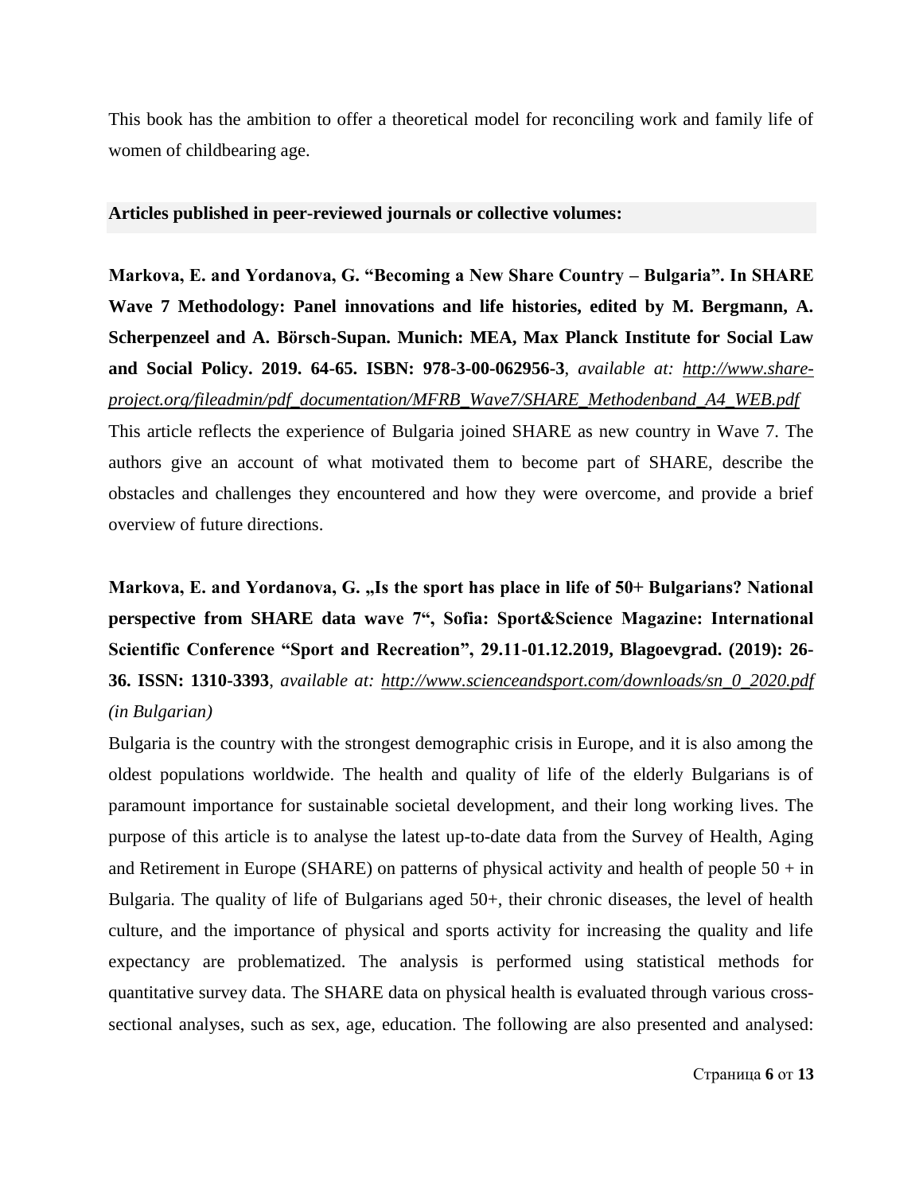This book has the ambition to offer a theoretical model for reconciling work and family life of women of childbearing age.

**Articles published in peer-reviewed journals or collective volumes:**

**Markova, E. and Yordanova, G. "Becoming a New Share Country – Bulgaria". In SHARE Wave 7 Methodology: Panel innovations and life histories, edited by M. Bergmann, A. Scherpenzeel and A. Börsch-Supan. Munich: MEA, Max Planck Institute for Social Law and Social Policy. 2019. 64-65. ISBN: 978-3-00-062956-3**, *available at: http://www.share-project.org/fileadmin/pdf_documentation/MFRB_Wave7/SHARE_Methodenband_A4_WEB.pdf*

This article reflects the experience of Bulgaria joined SHARE as new country in Wave 7. The authors give an account of what motivated them to become part of SHARE, describe the obstacles and challenges they encountered and how they were overcome, and provide a brief overview of future directions.

**Markova, E. and Yordanova, G. „Is the sport has place in life of 50+ Bulgarians? National perspective from SHARE data wave 7", Sofia: Sport&Science Magazine: International Scientific Conference "Sport and Recreation", 29.11-01.12.2019, Blagoevgrad. (2019): 26-36. ISSN: 1310-3393**, *available at: http://www.scienceandsport.com/downloads/sn_0_2020.pdf (in Bulgarian)*

Bulgaria is the country with the strongest demographic crisis in Europe, and it is also among the oldest populations worldwide. The health and quality of life of the elderly Bulgarians is of paramount importance for sustainable societal development, and their long working lives. The purpose of this article is to analyse the latest up-to-date data from the Survey of Health, Aging and Retirement in Europe (SHARE) on patterns of physical activity and health of people 50 + in Bulgaria. The quality of life of Bulgarians aged 50+, their chronic diseases, the level of health culture, and the importance of physical and sports activity for increasing the quality and life expectancy are problematized. The analysis is performed using statistical methods for quantitative survey data. The SHARE data on physical health is evaluated through various cross-sectional analyses, such as sex, age, education. The following are also presented and analysed: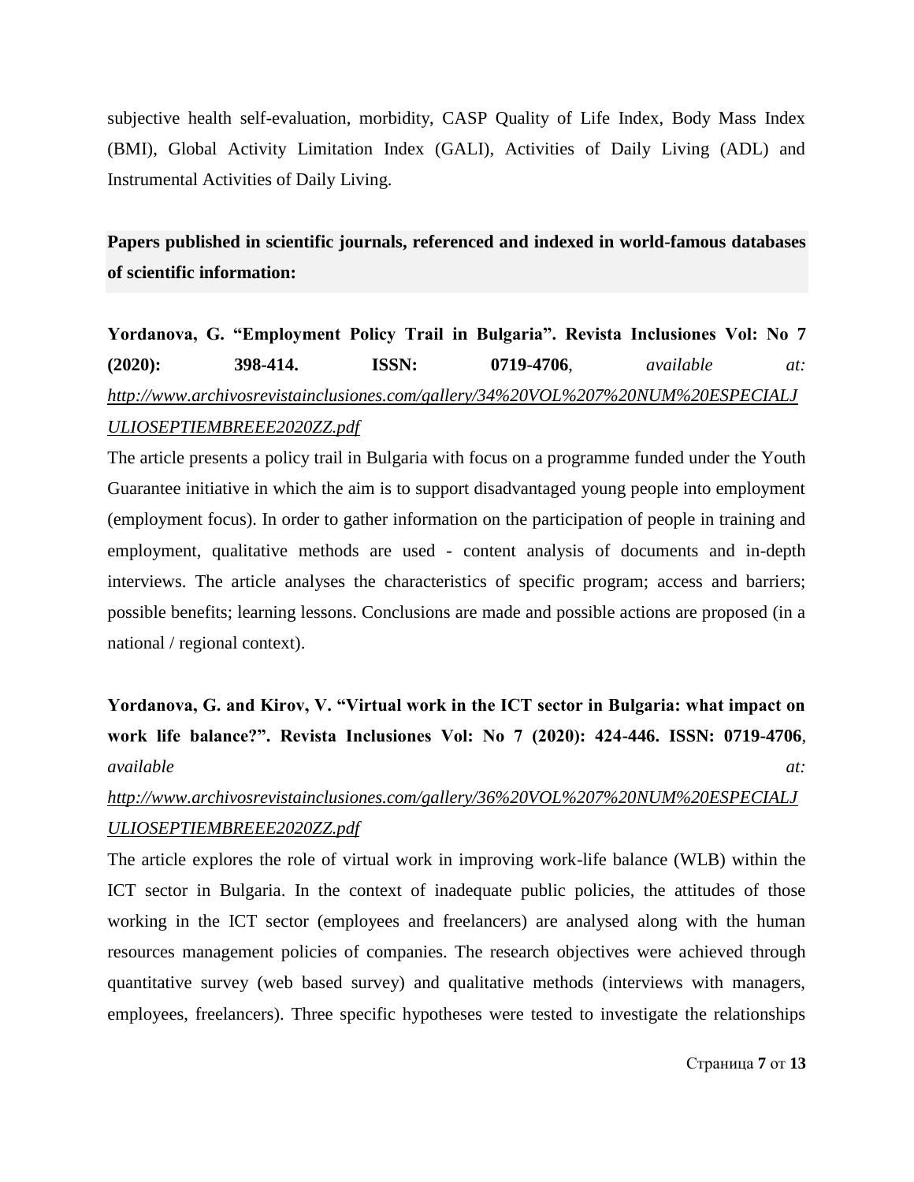subjective health self-evaluation, morbidity, CASP Quality of Life Index, Body Mass Index (BMI), Global Activity Limitation Index (GALI), Activities of Daily Living (ADL) and Instrumental Activities of Daily Living.

**Papers published in scientific journals, referenced and indexed in world-famous databases of scientific information:**

**Yordanova, G. "Employment Policy Trail in Bulgaria". Revista Inclusiones Vol: No 7 (2020): 398-414. ISSN: 0719-4706**, *available at: http://www.archivosrevistainclusiones.com/gallery/34%20VOL%207%20NUM%20ESPECIALJULIOSEPTIEMBREEE2020ZZ.pdf*

The article presents a policy trail in Bulgaria with focus on a programme funded under the Youth Guarantee initiative in which the aim is to support disadvantaged young people into employment (employment focus). In order to gather information on the participation of people in training and employment, qualitative methods are used - content analysis of documents and in-depth interviews. The article analyses the characteristics of specific program; access and barriers; possible benefits; learning lessons. Conclusions are made and possible actions are proposed (in a national / regional context).

**Yordanova, G. and Kirov, V. "Virtual work in the ICT sector in Bulgaria: what impact on work life balance?". Revista Inclusiones Vol: No 7 (2020): 424-446. ISSN: 0719-4706**, *available at: http://www.archivosrevistainclusiones.com/gallery/36%20VOL%207%20NUM%20ESPECIALJULIOSEPTIEMBREEE2020ZZ.pdf*

The article explores the role of virtual work in improving work-life balance (WLB) within the ICT sector in Bulgaria. In the context of inadequate public policies, the attitudes of those working in the ICT sector (employees and freelancers) are analysed along with the human resources management policies of companies. The research objectives were achieved through quantitative survey (web based survey) and qualitative methods (interviews with managers, employees, freelancers). Three specific hypotheses were tested to investigate the relationships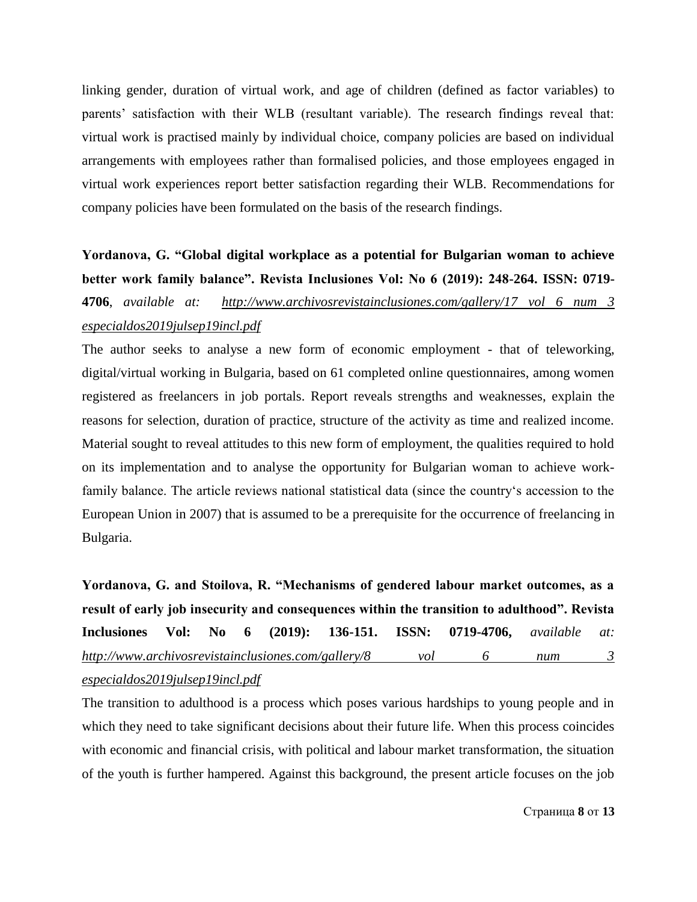linking gender, duration of virtual work, and age of children (defined as factor variables) to parents' satisfaction with their WLB (resultant variable). The research findings reveal that: virtual work is practised mainly by individual choice, company policies are based on individual arrangements with employees rather than formalised policies, and those employees engaged in virtual work experiences report better satisfaction regarding their WLB. Recommendations for company policies have been formulated on the basis of the research findings.

**Yordanova, G. "Global digital workplace as a potential for Bulgarian woman to achieve better work family balance". Revista Inclusiones Vol: No 6 (2019): 248-264. ISSN: 0719-4706**, *available at: http://www.archivosrevistainclusiones.com/gallery/17 vol 6 num 3 especialdos2019julsep19incl.pdf*

The author seeks to analyse a new form of economic employment - that of teleworking, digital/virtual working in Bulgaria, based on 61 completed online questionnaires, among women registered as freelancers in job portals. Report reveals strengths and weaknesses, explain the reasons for selection, duration of practice, structure of the activity as time and realized income. Material sought to reveal attitudes to this new form of employment, the qualities required to hold on its implementation and to analyse the opportunity for Bulgarian woman to achieve work-family balance. The article reviews national statistical data (since the country's accession to the European Union in 2007) that is assumed to be a prerequisite for the occurrence of freelancing in Bulgaria.

**Yordanova, G. and Stoilova, R. "Mechanisms of gendered labour market outcomes, as a result of early job insecurity and consequences within the transition to adulthood". Revista Inclusiones Vol: No 6 (2019): 136-151. ISSN: 0719-4706,** *available at: http://www.archivosrevistainclusiones.com/gallery/8 vol 6 num 3 especialdos2019julsep19incl.pdf*

The transition to adulthood is a process which poses various hardships to young people and in which they need to take significant decisions about their future life. When this process coincides with economic and financial crisis, with political and labour market transformation, the situation of the youth is further hampered. Against this background, the present article focuses on the job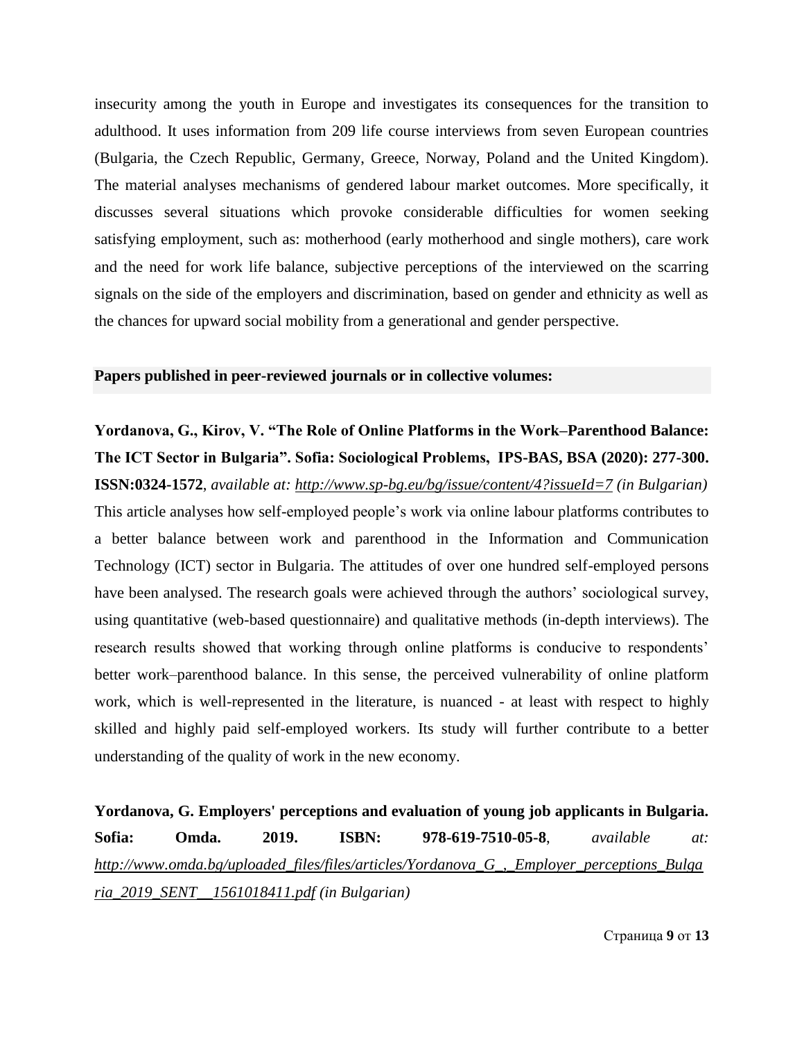insecurity among the youth in Europe and investigates its consequences for the transition to adulthood. It uses information from 209 life course interviews from seven European countries (Bulgaria, the Czech Republic, Germany, Greece, Norway, Poland and the United Kingdom). The material analyses mechanisms of gendered labour market outcomes. More specifically, it discusses several situations which provoke considerable difficulties for women seeking satisfying employment, such as: motherhood (early motherhood and single mothers), care work and the need for work life balance, subjective perceptions of the interviewed on the scarring signals on the side of the employers and discrimination, based on gender and ethnicity as well as the chances for upward social mobility from a generational and gender perspective.

**Papers published in peer-reviewed journals or in collective volumes:**

**Yordanova, G., Kirov, V. "The Role of Online Platforms in the Work–Parenthood Balance: The ICT Sector in Bulgaria". Sofia: Sociological Problems, IPS-BAS, BSA (2020): 277-300. ISSN:0324-1572**, *available at: http://www.sp-bg.eu/bg/issue/content/4?issueId=7 (in Bulgarian)*
This article analyses how self-employed people's work via online labour platforms contributes to a better balance between work and parenthood in the Information and Communication Technology (ICT) sector in Bulgaria. The attitudes of over one hundred self-employed persons have been analysed. The research goals were achieved through the authors' sociological survey, using quantitative (web-based questionnaire) and qualitative methods (in-depth interviews). The research results showed that working through online platforms is conducive to respondents' better work–parenthood balance. In this sense, the perceived vulnerability of online platform work, which is well-represented in the literature, is nuanced - at least with respect to highly skilled and highly paid self-employed workers. Its study will further contribute to a better understanding of the quality of work in the new economy.

**Yordanova, G. Employers' perceptions and evaluation of young job applicants in Bulgaria. Sofia: Omda. 2019. ISBN: 978-619-7510-05-8**, *available at: http://www.omda.bg/uploaded_files/files/articles/Yordanova_G_,_Employer_perceptions_Bulgaria_2019_SENT__1561018411.pdf (in Bulgarian)*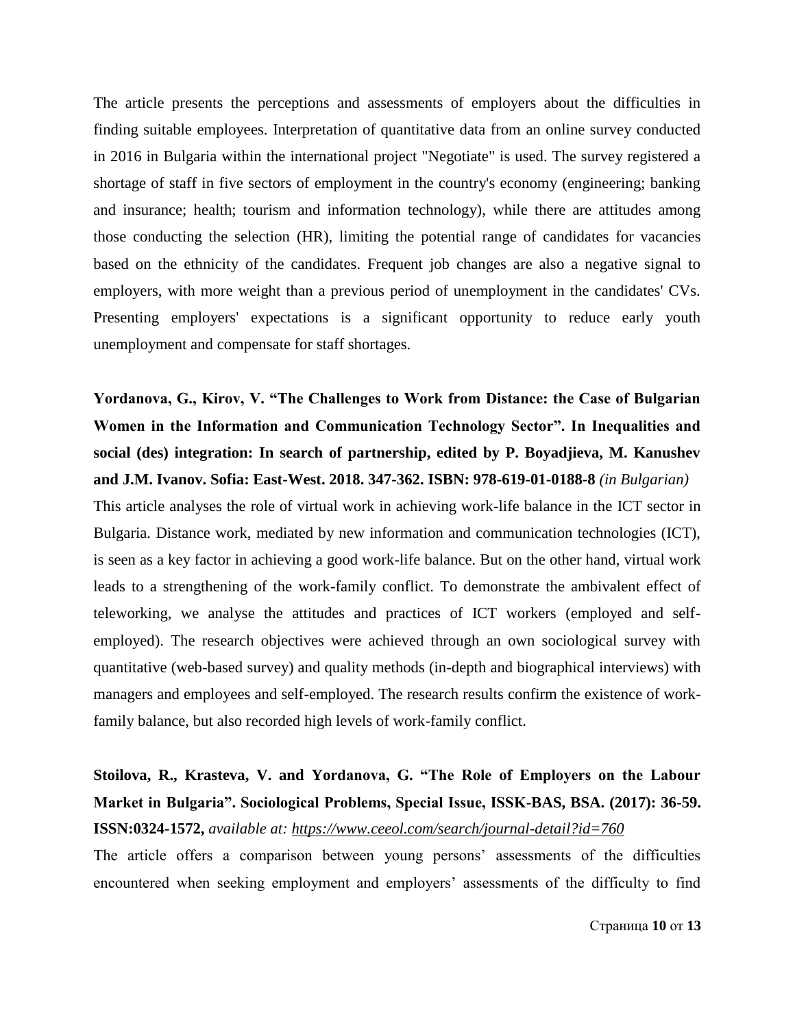The article presents the perceptions and assessments of employers about the difficulties in finding suitable employees. Interpretation of quantitative data from an online survey conducted in 2016 in Bulgaria within the international project "Negotiate" is used. The survey registered a shortage of staff in five sectors of employment in the country's economy (engineering; banking and insurance; health; tourism and information technology), while there are attitudes among those conducting the selection (HR), limiting the potential range of candidates for vacancies based on the ethnicity of the candidates. Frequent job changes are also a negative signal to employers, with more weight than a previous period of unemployment in the candidates' CVs. Presenting employers' expectations is a significant opportunity to reduce early youth unemployment and compensate for staff shortages.

**Yordanova, G., Kirov, V. "The Challenges to Work from Distance: the Case of Bulgarian Women in the Information and Communication Technology Sector". In Inequalities and social (des) integration: In search of partnership, edited by P. Boyadjieva, M. Kanushev and J.M. Ivanov. Sofia: East-West. 2018. 347-362. ISBN: 978-619-01-0188-8** *(in Bulgarian)*

This article analyses the role of virtual work in achieving work-life balance in the ICT sector in Bulgaria. Distance work, mediated by new information and communication technologies (ICT), is seen as a key factor in achieving a good work-life balance. But on the other hand, virtual work leads to a strengthening of the work-family conflict. To demonstrate the ambivalent effect of teleworking, we analyse the attitudes and practices of ICT workers (employed and self-employed). The research objectives were achieved through an own sociological survey with quantitative (web-based survey) and quality methods (in-depth and biographical interviews) with managers and employees and self-employed. The research results confirm the existence of work-family balance, but also recorded high levels of work-family conflict.

**Stoilova, R., Krasteva, V. and Yordanova, G. "The Role of Employers on the Labour Market in Bulgaria". Sociological Problems, Special Issue, ISSK-BAS, BSA. (2017): 36-59. ISSN:0324-1572,** *available at: https://www.ceeol.com/search/journal-detail?id=760*

The article offers a comparison between young persons' assessments of the difficulties encountered when seeking employment and employers' assessments of the difficulty to find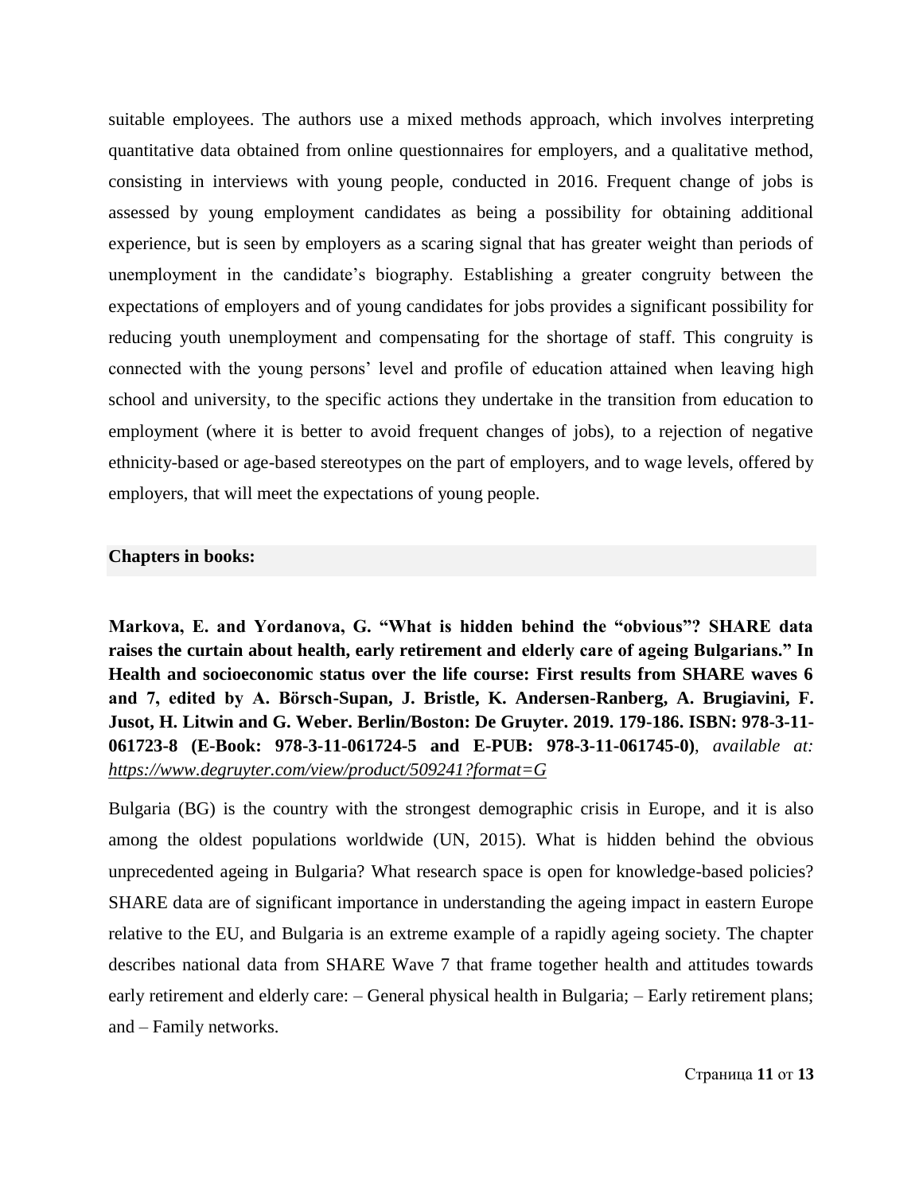suitable employees. The authors use a mixed methods approach, which involves interpreting quantitative data obtained from online questionnaires for employers, and a qualitative method, consisting in interviews with young people, conducted in 2016. Frequent change of jobs is assessed by young employment candidates as being a possibility for obtaining additional experience, but is seen by employers as a scaring signal that has greater weight than periods of unemployment in the candidate's biography. Establishing a greater congruity between the expectations of employers and of young candidates for jobs provides a significant possibility for reducing youth unemployment and compensating for the shortage of staff. This congruity is connected with the young persons' level and profile of education attained when leaving high school and university, to the specific actions they undertake in the transition from education to employment (where it is better to avoid frequent changes of jobs), to a rejection of negative ethnicity-based or age-based stereotypes on the part of employers, and to wage levels, offered by employers, that will meet the expectations of young people.

**Chapters in books:**

**Markova, E. and Yordanova, G. "What is hidden behind the "obvious"? SHARE data raises the curtain about health, early retirement and elderly care of ageing Bulgarians." In Health and socioeconomic status over the life course: First results from SHARE waves 6 and 7, edited by A. Börsch-Supan, J. Bristle, K. Andersen-Ranberg, A. Brugiavini, F. Jusot, H. Litwin and G. Weber. Berlin/Boston: De Gruyter. 2019. 179-186. ISBN: 978-3-11-061723-8 (E-Book: 978-3-11-061724-5 and E-PUB: 978-3-11-061745-0)**, *available at: https://www.degruyter.com/view/product/509241?format=G*

Bulgaria (BG) is the country with the strongest demographic crisis in Europe, and it is also among the oldest populations worldwide (UN, 2015). What is hidden behind the obvious unprecedented ageing in Bulgaria? What research space is open for knowledge-based policies? SHARE data are of significant importance in understanding the ageing impact in eastern Europe relative to the EU, and Bulgaria is an extreme example of a rapidly ageing society. The chapter describes national data from SHARE Wave 7 that frame together health and attitudes towards early retirement and elderly care: – General physical health in Bulgaria; – Early retirement plans; and – Family networks.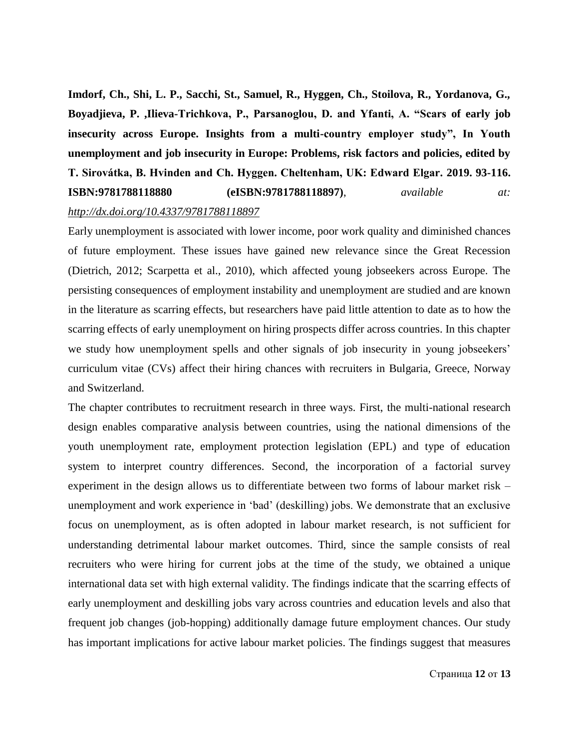**Imdorf, Ch., Shi, L. P., Sacchi, St., Samuel, R., Hyggen, Ch., Stoilova, R., Yordanova, G., Boyadjieva, P. ,Ilieva-Trichkova, P., Parsanoglou, D. and Yfanti, A. "Scars of early job insecurity across Europe. Insights from a multi-country employer study", In Youth unemployment and job insecurity in Europe: Problems, risk factors and policies, edited by T. Sirovátka, B. Hvinden and Ch. Hyggen. Cheltenham, UK: Edward Elgar. 2019. 93-116. ISBN:9781788118880 (eISBN:9781788118897)**, *available at: http://dx.doi.org/10.4337/9781788118897*

Early unemployment is associated with lower income, poor work quality and diminished chances of future employment. These issues have gained new relevance since the Great Recession (Dietrich, 2012; Scarpetta et al., 2010), which affected young jobseekers across Europe. The persisting consequences of employment instability and unemployment are studied and are known in the literature as scarring effects, but researchers have paid little attention to date as to how the scarring effects of early unemployment on hiring prospects differ across countries. In this chapter we study how unemployment spells and other signals of job insecurity in young jobseekers' curriculum vitae (CVs) affect their hiring chances with recruiters in Bulgaria, Greece, Norway and Switzerland.

The chapter contributes to recruitment research in three ways. First, the multi-national research design enables comparative analysis between countries, using the national dimensions of the youth unemployment rate, employment protection legislation (EPL) and type of education system to interpret country differences. Second, the incorporation of a factorial survey experiment in the design allows us to differentiate between two forms of labour market risk – unemployment and work experience in 'bad' (deskilling) jobs. We demonstrate that an exclusive focus on unemployment, as is often adopted in labour market research, is not sufficient for understanding detrimental labour market outcomes. Third, since the sample consists of real recruiters who were hiring for current jobs at the time of the study, we obtained a unique international data set with high external validity. The findings indicate that the scarring effects of early unemployment and deskilling jobs vary across countries and education levels and also that frequent job changes (job-hopping) additionally damage future employment chances. Our study has important implications for active labour market policies. The findings suggest that measures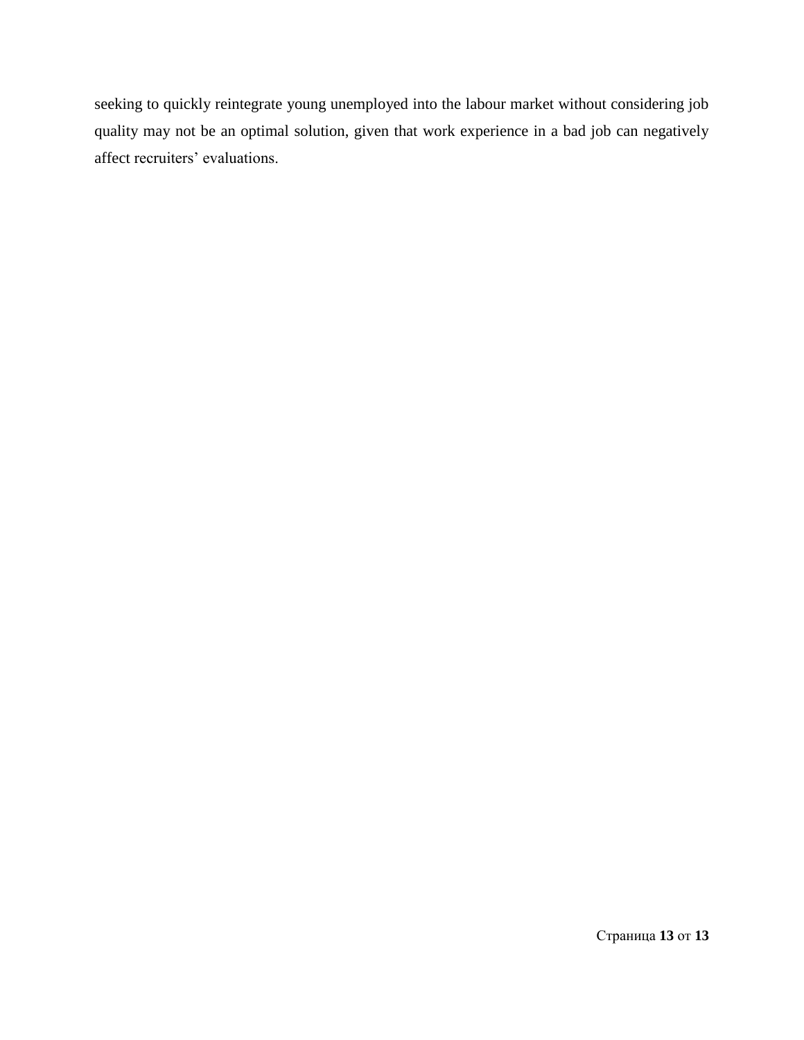seeking to quickly reintegrate young unemployed into the labour market without considering job quality may not be an optimal solution, given that work experience in a bad job can negatively affect recruiters' evaluations.